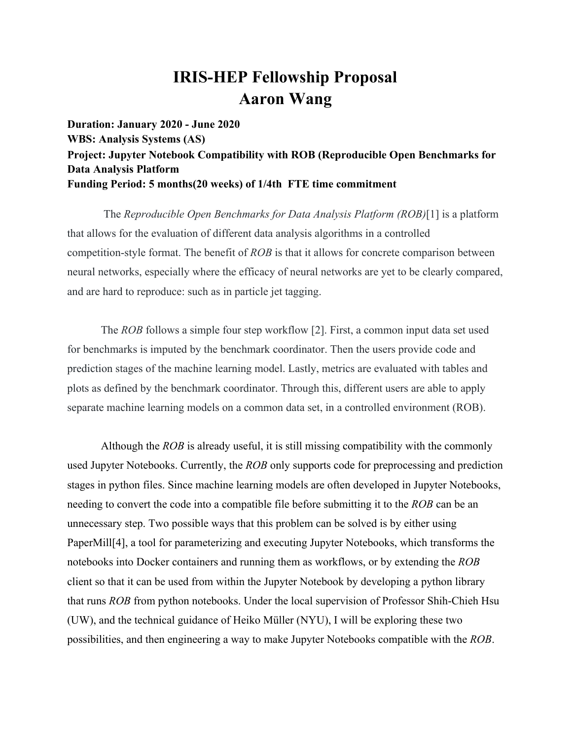# IRIS-HEP Fellowship Proposal
# Aaron Wang

**Duration: January 2020 - June 2020**
**WBS: Analysis Systems (AS)**
**Project: Jupyter Notebook Compatibility with ROB (Reproducible Open Benchmarks for Data Analysis Platform**
**Funding Period: 5 months(20 weeks) of 1/4th FTE time commitment**

The *Reproducible Open Benchmarks for Data Analysis Platform (ROB)*[1] is a platform that allows for the evaluation of different data analysis algorithms in a controlled competition-style format. The benefit of *ROB* is that it allows for concrete comparison between neural networks, especially where the efficacy of neural networks are yet to be clearly compared, and are hard to reproduce: such as in particle jet tagging.

The *ROB* follows a simple four step workflow [2]. First, a common input data set used for benchmarks is imputed by the benchmark coordinator. Then the users provide code and prediction stages of the machine learning model. Lastly, metrics are evaluated with tables and plots as defined by the benchmark coordinator. Through this, different users are able to apply separate machine learning models on a common data set, in a controlled environment (ROB).

Although the *ROB* is already useful, it is still missing compatibility with the commonly used Jupyter Notebooks. Currently, the *ROB* only supports code for preprocessing and prediction stages in python files. Since machine learning models are often developed in Jupyter Notebooks, needing to convert the code into a compatible file before submitting it to the *ROB* can be an unnecessary step. Two possible ways that this problem can be solved is by either using PaperMill[4], a tool for parameterizing and executing Jupyter Notebooks, which transforms the notebooks into Docker containers and running them as workflows, or by extending the *ROB* client so that it can be used from within the Jupyter Notebook by developing a python library that runs *ROB* from python notebooks. Under the local supervision of Professor Shih-Chieh Hsu (UW), and the technical guidance of Heiko Müller (NYU), I will be exploring these two possibilities, and then engineering a way to make Jupyter Notebooks compatible with the *ROB*.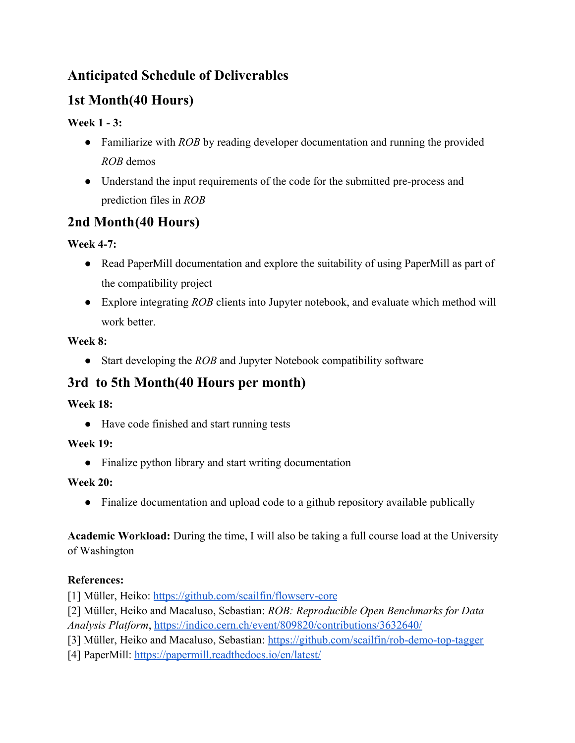## Anticipated Schedule of Deliverables

## 1st Month(40 Hours)

**Week 1 - 3:**

- Familiarize with *ROB* by reading developer documentation and running the provided *ROB* demos
- Understand the input requirements of the code for the submitted pre-process and prediction files in *ROB*

## 2nd Month(40 Hours)

**Week 4-7:**

- Read PaperMill documentation and explore the suitability of using PaperMill as part of the compatibility project
- Explore integrating *ROB* clients into Jupyter notebook, and evaluate which method will work better.

**Week 8:**

- Start developing the *ROB* and Jupyter Notebook compatibility software

## 3rd to 5th Month(40 Hours per month)

**Week 18:**

- Have code finished and start running tests

**Week 19:**

- Finalize python library and start writing documentation

**Week 20:**

- Finalize documentation and upload code to a github repository available publically

**Academic Workload:** During the time, I will also be taking a full course load at the University of Washington

**References:**

[1] Müller, Heiko: https://github.com/scailfin/flowserv-core
[2] Müller, Heiko and Macaluso, Sebastian: *ROB: Reproducible Open Benchmarks for Data Analysis Platform*, https://indico.cern.ch/event/809820/contributions/3632640/
[3] Müller, Heiko and Macaluso, Sebastian: https://github.com/scailfin/rob-demo-top-tagger
[4] PaperMill: https://papermill.readthedocs.io/en/latest/